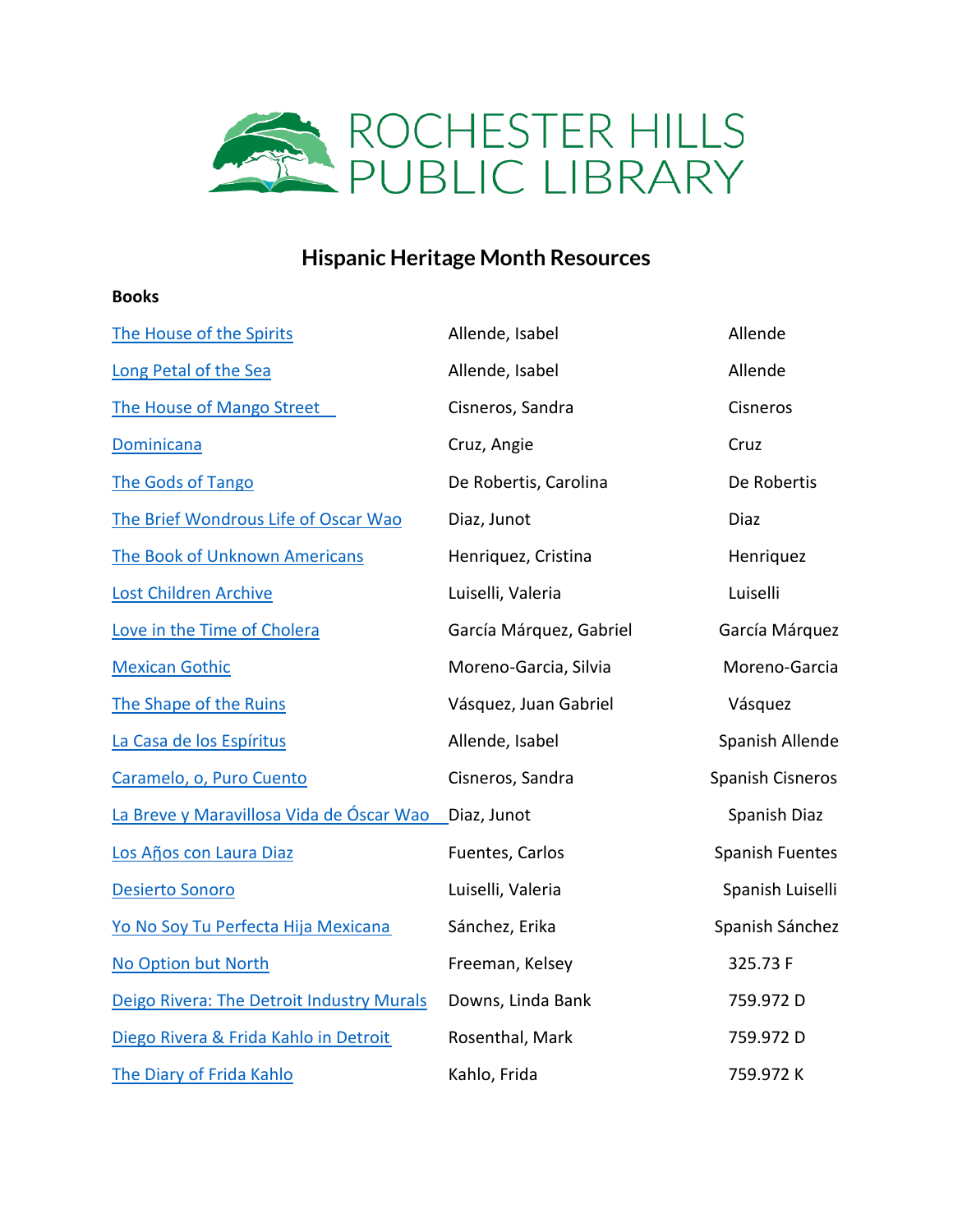ROCHESTER HILLS PUBLIC LIBRARY

# Hispanic Heritage Month Resources

**Books**

| | | |
|---|---|---|
| The House of the Spirits | Allende, Isabel | Allende |
| Long Petal of the Sea | Allende, Isabel | Allende |
| The House of Mango Street | Cisneros, Sandra | Cisneros |
| Dominicana | Cruz, Angie | Cruz |
| The Gods of Tango | De Robertis, Carolina | De Robertis |
| The Brief Wondrous Life of Oscar Wao | Diaz, Junot | Diaz |
| The Book of Unknown Americans | Henriquez, Cristina | Henriquez |
| Lost Children Archive | Luiselli, Valeria | Luiselli |
| Love in the Time of Cholera | García Márquez, Gabriel | García Márquez |
| Mexican Gothic | Moreno-Garcia, Silvia | Moreno-Garcia |
| The Shape of the Ruins | Vásquez, Juan Gabriel | Vásquez |
| La Casa de los Espíritus | Allende, Isabel | Spanish Allende |
| Caramelo, o, Puro Cuento | Cisneros, Sandra | Spanish Cisneros |
| La Breve y Maravillosa Vida de Óscar Wao | Diaz, Junot | Spanish Diaz |
| Los Añ̃os con Laura Diaz | Fuentes, Carlos | Spanish Fuentes |
| Desierto Sonoro | Luiselli, Valeria | Spanish Luiselli |
| Yo No Soy Tu Perfecta Hija Mexicana | Sánchez, Erika | Spanish Sánchez |
| No Option but North | Freeman, Kelsey | 325.73 F |
| Deigo Rivera: The Detroit Industry Murals | Downs, Linda Bank | 759.972 D |
| Diego Rivera & Frida Kahlo in Detroit | Rosenthal, Mark | 759.972 D |
| The Diary of Frida Kahlo | Kahlo, Frida | 759.972 K |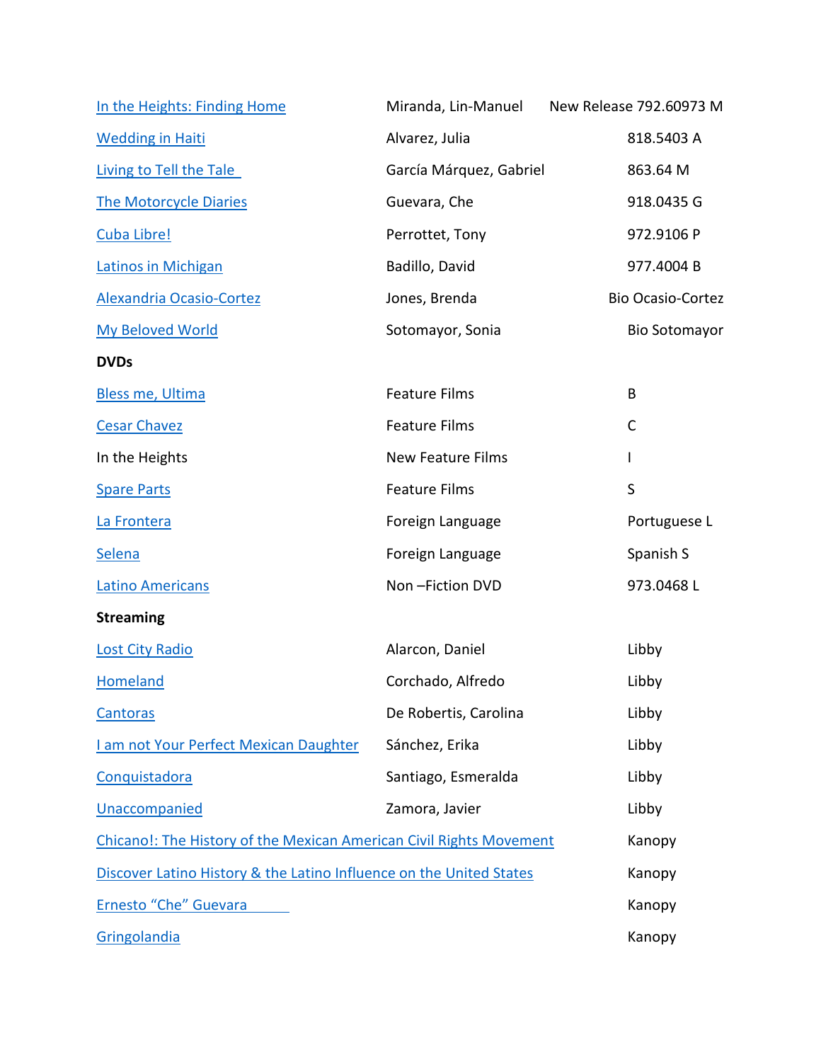| | | |
|---|---|---|
| In the Heights: Finding Home | Miranda, Lin-Manuel | New Release 792.60973 M |
| Wedding in Haiti | Alvarez, Julia | 818.5403 A |
| Living to Tell the Tale | García Márquez, Gabriel | 863.64 M |
| The Motorcycle Diaries | Guevara, Che | 918.0435 G |
| Cuba Libre! | Perrottet, Tony | 972.9106 P |
| Latinos in Michigan | Badillo, David | 977.4004 B |
| Alexandria Ocasio-Cortez | Jones, Brenda | Bio Ocasio-Cortez |
| My Beloved World | Sotomayor, Sonia | Bio Sotomayor |

**DVDs**

| | | |
|---|---|---|
| Bless me, Ultima | Feature Films | B |
| Cesar Chavez | Feature Films | C |
| In the Heights | New Feature Films | I |
| Spare Parts | Feature Films | S |
| La Frontera | Foreign Language | Portuguese L |
| Selena | Foreign Language | Spanish S |
| Latino Americans | Non –Fiction DVD | 973.0468 L |

**Streaming**

| | | |
|---|---|---|
| Lost City Radio | Alarcon, Daniel | Libby |
| Homeland | Corchado, Alfredo | Libby |
| Cantoras | De Robertis, Carolina | Libby |
| I am not Your Perfect Mexican Daughter | Sánchez, Erika | Libby |
| Conquistadora | Santiago, Esmeralda | Libby |
| Unaccompanied | Zamora, Javier | Libby |
| Chicano!: The History of the Mexican American Civil Rights Movement | | Kanopy |
| Discover Latino History & the Latino Influence on the United States | | Kanopy |
| Ernesto "Che" Guevara | | Kanopy |
| Gringolandia | | Kanopy |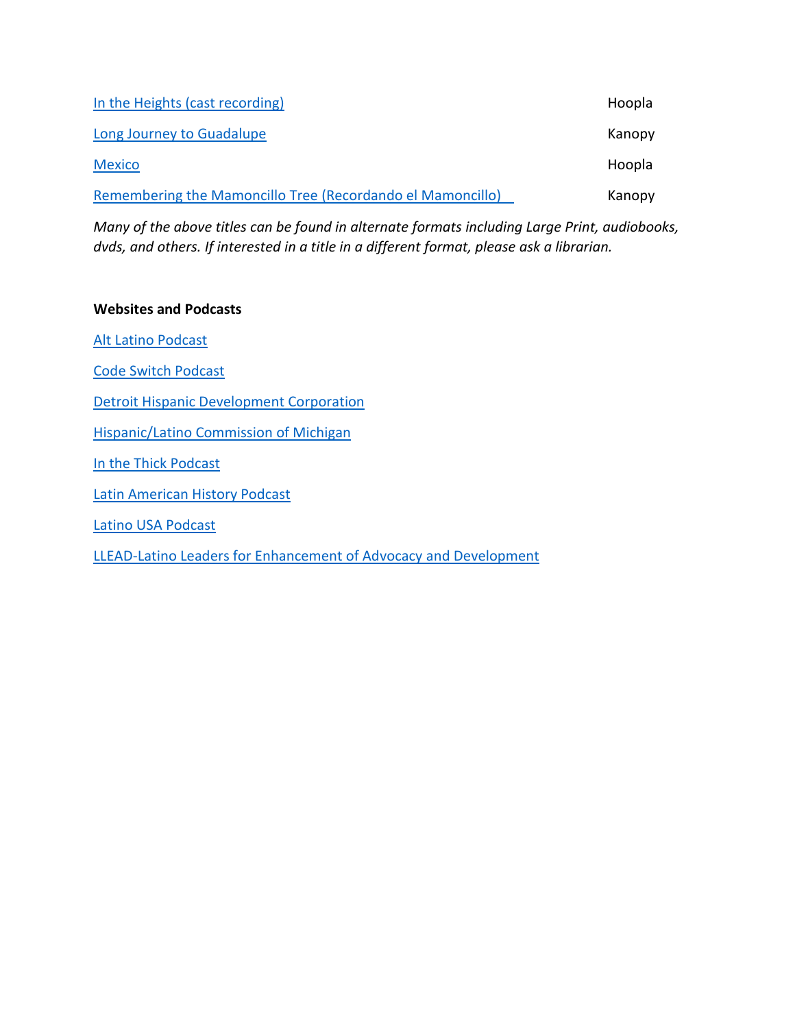| | |
|---|---|
| In the Heights (cast recording) | Hoopla |
| Long Journey to Guadalupe | Kanopy |
| Mexico | Hoopla |
| Remembering the Mamoncillo Tree (Recordando el Mamoncillo) | Kanopy |

*Many of the above titles can be found in alternate formats including Large Print, audiobooks, dvds, and others. If interested in a title in a different format, please ask a librarian.*

**Websites and Podcasts**

Alt Latino Podcast

Code Switch Podcast

Detroit Hispanic Development Corporation

Hispanic/Latino Commission of Michigan

In the Thick Podcast

Latin American History Podcast

Latino USA Podcast

LLEAD-Latino Leaders for Enhancement of Advocacy and Development